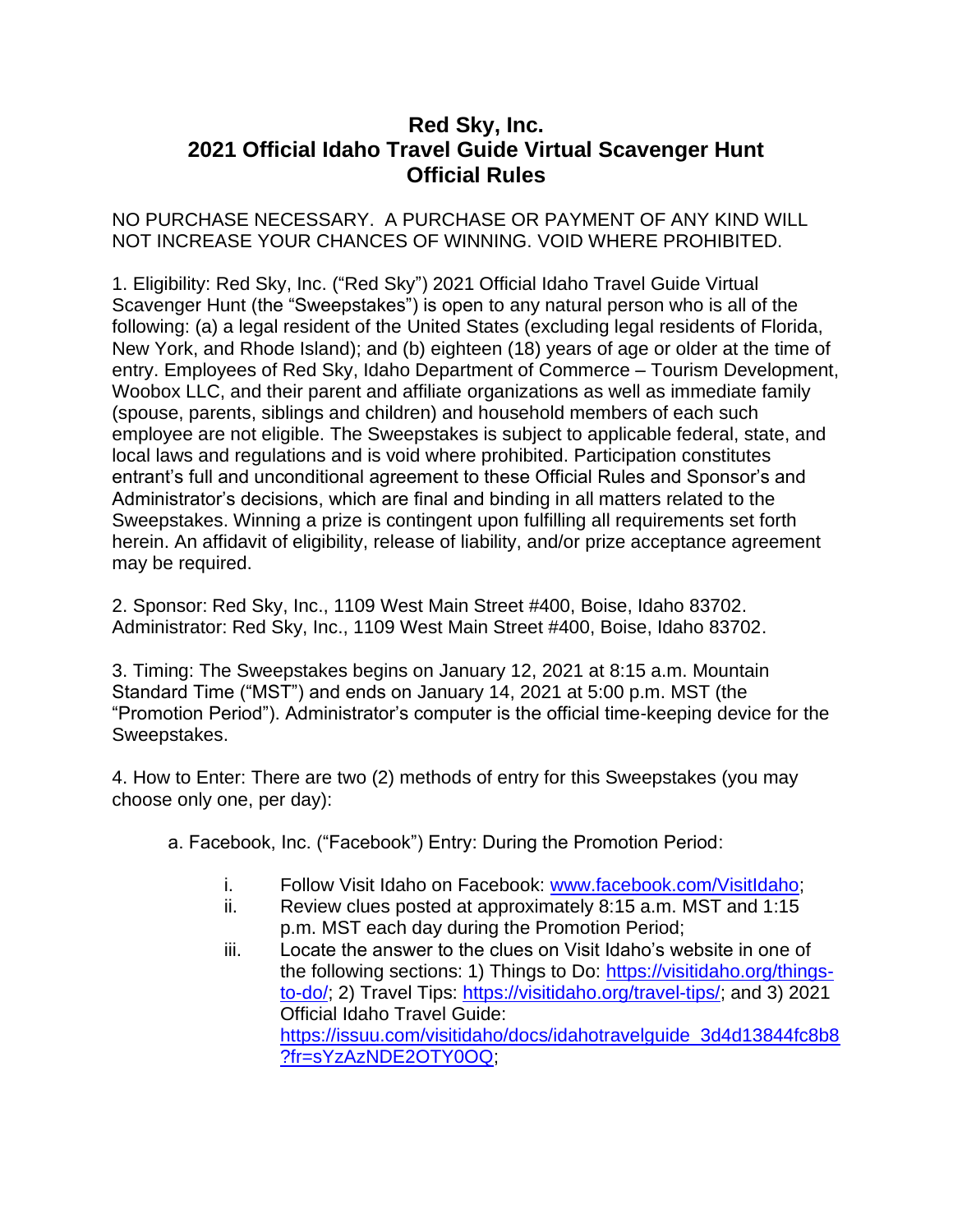# Red Sky, Inc.
# 2021 Official Idaho Travel Guide Virtual Scavenger Hunt
# Official Rules

NO PURCHASE NECESSARY. A PURCHASE OR PAYMENT OF ANY KIND WILL NOT INCREASE YOUR CHANCES OF WINNING. VOID WHERE PROHIBITED.

1. Eligibility: Red Sky, Inc. ("Red Sky") 2021 Official Idaho Travel Guide Virtual Scavenger Hunt (the "Sweepstakes") is open to any natural person who is all of the following: (a) a legal resident of the United States (excluding legal residents of Florida, New York, and Rhode Island); and (b) eighteen (18) years of age or older at the time of entry. Employees of Red Sky, Idaho Department of Commerce – Tourism Development, Woobox LLC, and their parent and affiliate organizations as well as immediate family (spouse, parents, siblings and children) and household members of each such employee are not eligible. The Sweepstakes is subject to applicable federal, state, and local laws and regulations and is void where prohibited. Participation constitutes entrant's full and unconditional agreement to these Official Rules and Sponsor's and Administrator's decisions, which are final and binding in all matters related to the Sweepstakes. Winning a prize is contingent upon fulfilling all requirements set forth herein. An affidavit of eligibility, release of liability, and/or prize acceptance agreement may be required.

2. Sponsor: Red Sky, Inc., 1109 West Main Street #400, Boise, Idaho 83702. Administrator: Red Sky, Inc., 1109 West Main Street #400, Boise, Idaho 83702.

3. Timing: The Sweepstakes begins on January 12, 2021 at 8:15 a.m. Mountain Standard Time ("MST") and ends on January 14, 2021 at 5:00 p.m. MST (the "Promotion Period"). Administrator's computer is the official time-keeping device for the Sweepstakes.

4. How to Enter: There are two (2) methods of entry for this Sweepstakes (you may choose only one, per day):

a. Facebook, Inc. ("Facebook") Entry: During the Promotion Period:

i. Follow Visit Idaho on Facebook: www.facebook.com/VisitIdaho;

ii. Review clues posted at approximately 8:15 a.m. MST and 1:15 p.m. MST each day during the Promotion Period;

iii. Locate the answer to the clues on Visit Idaho's website in one of the following sections: 1) Things to Do: https://visitidaho.org/things-to-do/; 2) Travel Tips: https://visitidaho.org/travel-tips/; and 3) 2021 Official Idaho Travel Guide: https://issuu.com/visitidaho/docs/idahotravelguide_3d4d13844fc8b8?fr=sYzAzNDE2OTY0OQ;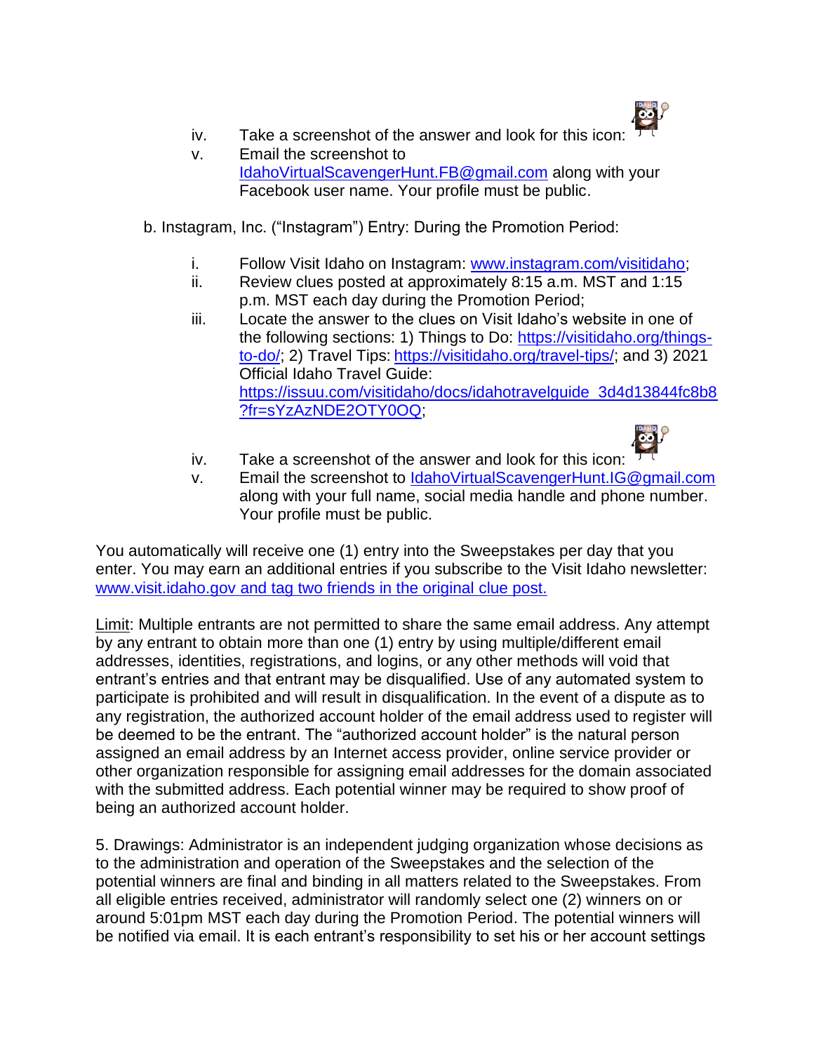iv. Take a screenshot of the answer and look for this icon:

v. Email the screenshot to IdahoVirtualScavengerHunt.FB@gmail.com along with your Facebook user name. Your profile must be public.

b. Instagram, Inc. ("Instagram") Entry: During the Promotion Period:

i. Follow Visit Idaho on Instagram: www.instagram.com/visitidaho;

ii. Review clues posted at approximately 8:15 a.m. MST and 1:15 p.m. MST each day during the Promotion Period;

iii. Locate the answer to the clues on Visit Idaho's website in one of the following sections: 1) Things to Do: https://visitidaho.org/things-to-do/; 2) Travel Tips: https://visitidaho.org/travel-tips/; and 3) 2021 Official Idaho Travel Guide: https://issuu.com/visitidaho/docs/idahotravelguide_3d4d13844fc8b8?fr=sYzAzNDE2OTY0OQ;

iv. Take a screenshot of the answer and look for this icon:

v. Email the screenshot to IdahoVirtualScavengerHunt.IG@gmail.com along with your full name, social media handle and phone number. Your profile must be public.

You automatically will receive one (1) entry into the Sweepstakes per day that you enter. You may earn an additional entries if you subscribe to the Visit Idaho newsletter: www.visit.idaho.gov and tag two friends in the original clue post.

Limit: Multiple entrants are not permitted to share the same email address. Any attempt by any entrant to obtain more than one (1) entry by using multiple/different email addresses, identities, registrations, and logins, or any other methods will void that entrant's entries and that entrant may be disqualified. Use of any automated system to participate is prohibited and will result in disqualification. In the event of a dispute as to any registration, the authorized account holder of the email address used to register will be deemed to be the entrant. The "authorized account holder" is the natural person assigned an email address by an Internet access provider, online service provider or other organization responsible for assigning email addresses for the domain associated with the submitted address. Each potential winner may be required to show proof of being an authorized account holder.

5. Drawings: Administrator is an independent judging organization whose decisions as to the administration and operation of the Sweepstakes and the selection of the potential winners are final and binding in all matters related to the Sweepstakes. From all eligible entries received, administrator will randomly select one (2) winners on or around 5:01pm MST each day during the Promotion Period. The potential winners will be notified via email. It is each entrant's responsibility to set his or her account settings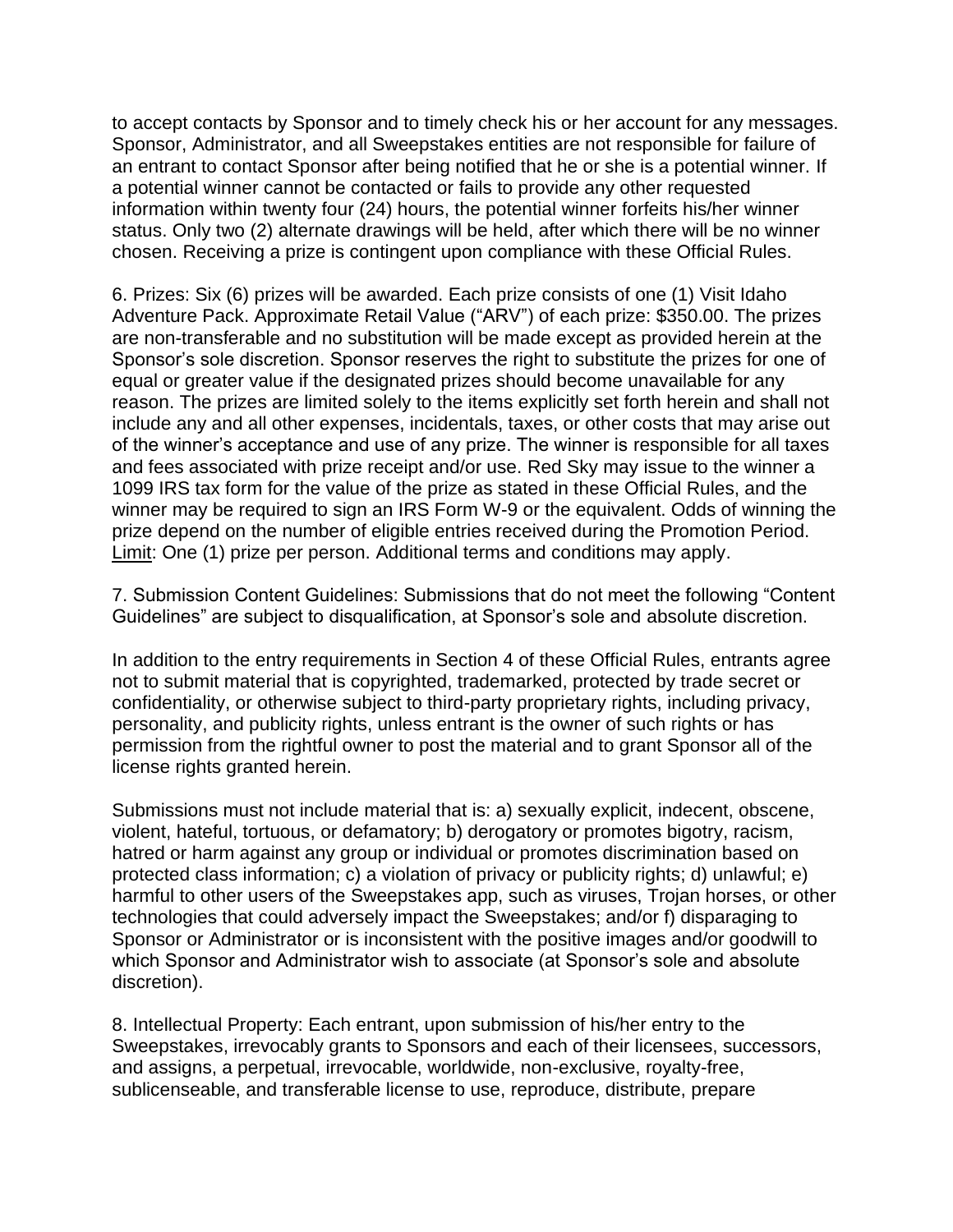to accept contacts by Sponsor and to timely check his or her account for any messages. Sponsor, Administrator, and all Sweepstakes entities are not responsible for failure of an entrant to contact Sponsor after being notified that he or she is a potential winner. If a potential winner cannot be contacted or fails to provide any other requested information within twenty four (24) hours, the potential winner forfeits his/her winner status. Only two (2) alternate drawings will be held, after which there will be no winner chosen. Receiving a prize is contingent upon compliance with these Official Rules.

6. Prizes: Six (6) prizes will be awarded. Each prize consists of one (1) Visit Idaho Adventure Pack. Approximate Retail Value ("ARV") of each prize: $350.00. The prizes are non-transferable and no substitution will be made except as provided herein at the Sponsor's sole discretion. Sponsor reserves the right to substitute the prizes for one of equal or greater value if the designated prizes should become unavailable for any reason. The prizes are limited solely to the items explicitly set forth herein and shall not include any and all other expenses, incidentals, taxes, or other costs that may arise out of the winner's acceptance and use of any prize. The winner is responsible for all taxes and fees associated with prize receipt and/or use. Red Sky may issue to the winner a 1099 IRS tax form for the value of the prize as stated in these Official Rules, and the winner may be required to sign an IRS Form W-9 or the equivalent. Odds of winning the prize depend on the number of eligible entries received during the Promotion Period. Limit: One (1) prize per person. Additional terms and conditions may apply.

7. Submission Content Guidelines: Submissions that do not meet the following "Content Guidelines" are subject to disqualification, at Sponsor's sole and absolute discretion.

In addition to the entry requirements in Section 4 of these Official Rules, entrants agree not to submit material that is copyrighted, trademarked, protected by trade secret or confidentiality, or otherwise subject to third-party proprietary rights, including privacy, personality, and publicity rights, unless entrant is the owner of such rights or has permission from the rightful owner to post the material and to grant Sponsor all of the license rights granted herein.

Submissions must not include material that is: a) sexually explicit, indecent, obscene, violent, hateful, tortuous, or defamatory; b) derogatory or promotes bigotry, racism, hatred or harm against any group or individual or promotes discrimination based on protected class information; c) a violation of privacy or publicity rights; d) unlawful; e) harmful to other users of the Sweepstakes app, such as viruses, Trojan horses, or other technologies that could adversely impact the Sweepstakes; and/or f) disparaging to Sponsor or Administrator or is inconsistent with the positive images and/or goodwill to which Sponsor and Administrator wish to associate (at Sponsor's sole and absolute discretion).

8. Intellectual Property: Each entrant, upon submission of his/her entry to the Sweepstakes, irrevocably grants to Sponsors and each of their licensees, successors, and assigns, a perpetual, irrevocable, worldwide, non-exclusive, royalty-free, sublicenseable, and transferable license to use, reproduce, distribute, prepare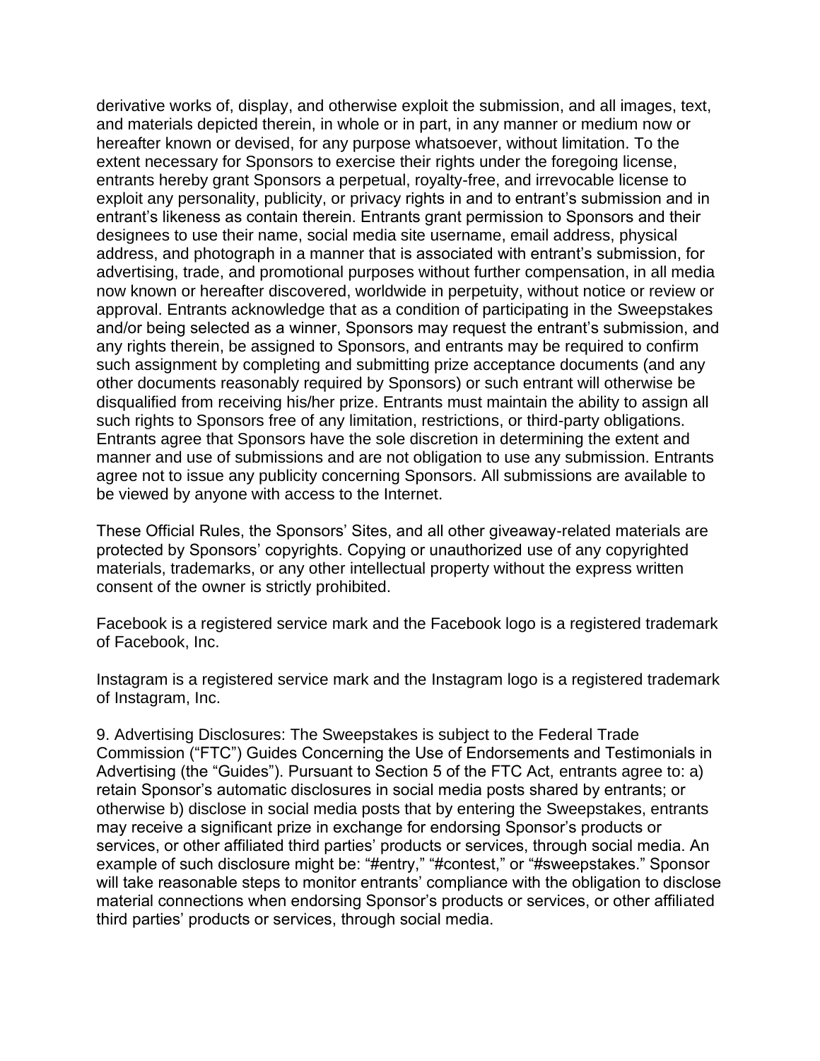derivative works of, display, and otherwise exploit the submission, and all images, text, and materials depicted therein, in whole or in part, in any manner or medium now or hereafter known or devised, for any purpose whatsoever, without limitation. To the extent necessary for Sponsors to exercise their rights under the foregoing license, entrants hereby grant Sponsors a perpetual, royalty-free, and irrevocable license to exploit any personality, publicity, or privacy rights in and to entrant's submission and in entrant's likeness as contain therein. Entrants grant permission to Sponsors and their designees to use their name, social media site username, email address, physical address, and photograph in a manner that is associated with entrant's submission, for advertising, trade, and promotional purposes without further compensation, in all media now known or hereafter discovered, worldwide in perpetuity, without notice or review or approval. Entrants acknowledge that as a condition of participating in the Sweepstakes and/or being selected as a winner, Sponsors may request the entrant's submission, and any rights therein, be assigned to Sponsors, and entrants may be required to confirm such assignment by completing and submitting prize acceptance documents (and any other documents reasonably required by Sponsors) or such entrant will otherwise be disqualified from receiving his/her prize. Entrants must maintain the ability to assign all such rights to Sponsors free of any limitation, restrictions, or third-party obligations. Entrants agree that Sponsors have the sole discretion in determining the extent and manner and use of submissions and are not obligation to use any submission. Entrants agree not to issue any publicity concerning Sponsors. All submissions are available to be viewed by anyone with access to the Internet.

These Official Rules, the Sponsors' Sites, and all other giveaway-related materials are protected by Sponsors' copyrights. Copying or unauthorized use of any copyrighted materials, trademarks, or any other intellectual property without the express written consent of the owner is strictly prohibited.

Facebook is a registered service mark and the Facebook logo is a registered trademark of Facebook, Inc.

Instagram is a registered service mark and the Instagram logo is a registered trademark of Instagram, Inc.

9. Advertising Disclosures: The Sweepstakes is subject to the Federal Trade Commission ("FTC") Guides Concerning the Use of Endorsements and Testimonials in Advertising (the "Guides"). Pursuant to Section 5 of the FTC Act, entrants agree to: a) retain Sponsor's automatic disclosures in social media posts shared by entrants; or otherwise b) disclose in social media posts that by entering the Sweepstakes, entrants may receive a significant prize in exchange for endorsing Sponsor's products or services, or other affiliated third parties' products or services, through social media. An example of such disclosure might be: "#entry," "#contest," or "#sweepstakes." Sponsor will take reasonable steps to monitor entrants' compliance with the obligation to disclose material connections when endorsing Sponsor's products or services, or other affiliated third parties' products or services, through social media.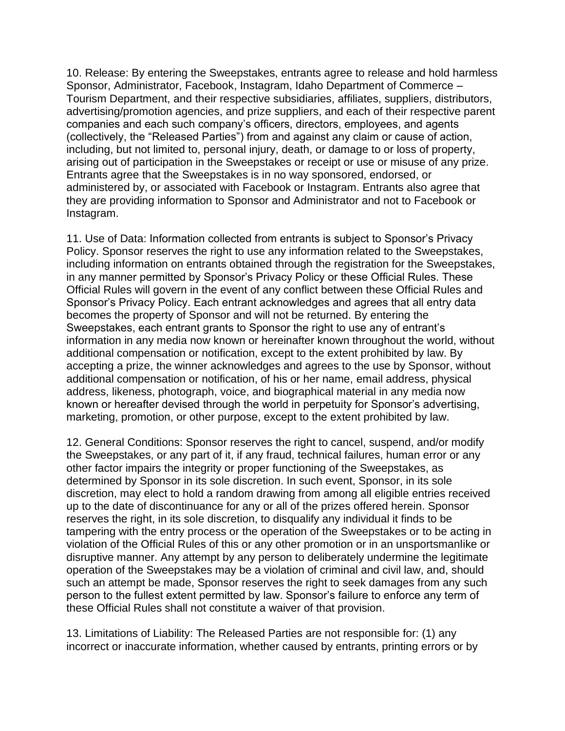10. Release: By entering the Sweepstakes, entrants agree to release and hold harmless Sponsor, Administrator, Facebook, Instagram, Idaho Department of Commerce – Tourism Department, and their respective subsidiaries, affiliates, suppliers, distributors, advertising/promotion agencies, and prize suppliers, and each of their respective parent companies and each such company's officers, directors, employees, and agents (collectively, the "Released Parties") from and against any claim or cause of action, including, but not limited to, personal injury, death, or damage to or loss of property, arising out of participation in the Sweepstakes or receipt or use or misuse of any prize. Entrants agree that the Sweepstakes is in no way sponsored, endorsed, or administered by, or associated with Facebook or Instagram. Entrants also agree that they are providing information to Sponsor and Administrator and not to Facebook or Instagram.

11. Use of Data: Information collected from entrants is subject to Sponsor's Privacy Policy. Sponsor reserves the right to use any information related to the Sweepstakes, including information on entrants obtained through the registration for the Sweepstakes, in any manner permitted by Sponsor's Privacy Policy or these Official Rules. These Official Rules will govern in the event of any conflict between these Official Rules and Sponsor's Privacy Policy. Each entrant acknowledges and agrees that all entry data becomes the property of Sponsor and will not be returned. By entering the Sweepstakes, each entrant grants to Sponsor the right to use any of entrant's information in any media now known or hereinafter known throughout the world, without additional compensation or notification, except to the extent prohibited by law. By accepting a prize, the winner acknowledges and agrees to the use by Sponsor, without additional compensation or notification, of his or her name, email address, physical address, likeness, photograph, voice, and biographical material in any media now known or hereafter devised through the world in perpetuity for Sponsor's advertising, marketing, promotion, or other purpose, except to the extent prohibited by law.

12. General Conditions: Sponsor reserves the right to cancel, suspend, and/or modify the Sweepstakes, or any part of it, if any fraud, technical failures, human error or any other factor impairs the integrity or proper functioning of the Sweepstakes, as determined by Sponsor in its sole discretion. In such event, Sponsor, in its sole discretion, may elect to hold a random drawing from among all eligible entries received up to the date of discontinuance for any or all of the prizes offered herein. Sponsor reserves the right, in its sole discretion, to disqualify any individual it finds to be tampering with the entry process or the operation of the Sweepstakes or to be acting in violation of the Official Rules of this or any other promotion or in an unsportsmanlike or disruptive manner. Any attempt by any person to deliberately undermine the legitimate operation of the Sweepstakes may be a violation of criminal and civil law, and, should such an attempt be made, Sponsor reserves the right to seek damages from any such person to the fullest extent permitted by law. Sponsor's failure to enforce any term of these Official Rules shall not constitute a waiver of that provision.

13. Limitations of Liability: The Released Parties are not responsible for: (1) any incorrect or inaccurate information, whether caused by entrants, printing errors or by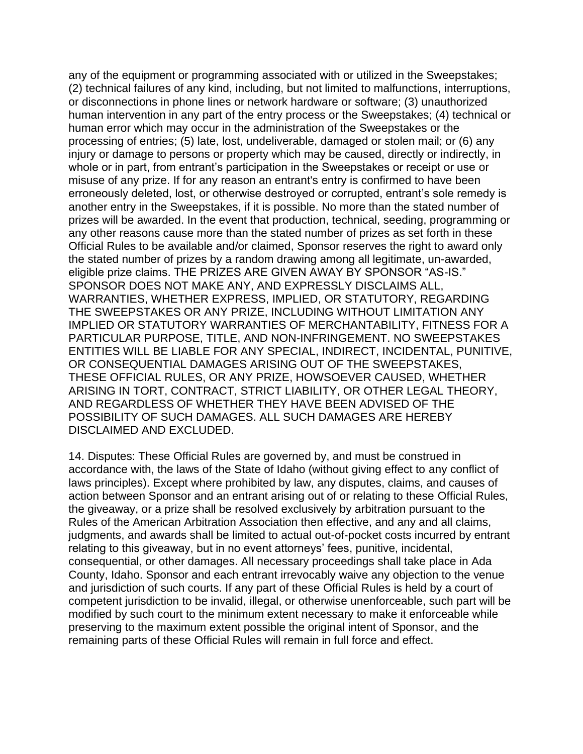any of the equipment or programming associated with or utilized in the Sweepstakes; (2) technical failures of any kind, including, but not limited to malfunctions, interruptions, or disconnections in phone lines or network hardware or software; (3) unauthorized human intervention in any part of the entry process or the Sweepstakes; (4) technical or human error which may occur in the administration of the Sweepstakes or the processing of entries; (5) late, lost, undeliverable, damaged or stolen mail; or (6) any injury or damage to persons or property which may be caused, directly or indirectly, in whole or in part, from entrant's participation in the Sweepstakes or receipt or use or misuse of any prize. If for any reason an entrant's entry is confirmed to have been erroneously deleted, lost, or otherwise destroyed or corrupted, entrant's sole remedy is another entry in the Sweepstakes, if it is possible. No more than the stated number of prizes will be awarded. In the event that production, technical, seeding, programming or any other reasons cause more than the stated number of prizes as set forth in these Official Rules to be available and/or claimed, Sponsor reserves the right to award only the stated number of prizes by a random drawing among all legitimate, un-awarded, eligible prize claims. THE PRIZES ARE GIVEN AWAY BY SPONSOR "AS-IS." SPONSOR DOES NOT MAKE ANY, AND EXPRESSLY DISCLAIMS ALL, WARRANTIES, WHETHER EXPRESS, IMPLIED, OR STATUTORY, REGARDING THE SWEEPSTAKES OR ANY PRIZE, INCLUDING WITHOUT LIMITATION ANY IMPLIED OR STATUTORY WARRANTIES OF MERCHANTABILITY, FITNESS FOR A PARTICULAR PURPOSE, TITLE, AND NON-INFRINGEMENT. NO SWEEPSTAKES ENTITIES WILL BE LIABLE FOR ANY SPECIAL, INDIRECT, INCIDENTAL, PUNITIVE, OR CONSEQUENTIAL DAMAGES ARISING OUT OF THE SWEEPSTAKES, THESE OFFICIAL RULES, OR ANY PRIZE, HOWSOEVER CAUSED, WHETHER ARISING IN TORT, CONTRACT, STRICT LIABILITY, OR OTHER LEGAL THEORY, AND REGARDLESS OF WHETHER THEY HAVE BEEN ADVISED OF THE POSSIBILITY OF SUCH DAMAGES. ALL SUCH DAMAGES ARE HEREBY DISCLAIMED AND EXCLUDED.

14. Disputes: These Official Rules are governed by, and must be construed in accordance with, the laws of the State of Idaho (without giving effect to any conflict of laws principles). Except where prohibited by law, any disputes, claims, and causes of action between Sponsor and an entrant arising out of or relating to these Official Rules, the giveaway, or a prize shall be resolved exclusively by arbitration pursuant to the Rules of the American Arbitration Association then effective, and any and all claims, judgments, and awards shall be limited to actual out-of-pocket costs incurred by entrant relating to this giveaway, but in no event attorneys' fees, punitive, incidental, consequential, or other damages. All necessary proceedings shall take place in Ada County, Idaho. Sponsor and each entrant irrevocably waive any objection to the venue and jurisdiction of such courts. If any part of these Official Rules is held by a court of competent jurisdiction to be invalid, illegal, or otherwise unenforceable, such part will be modified by such court to the minimum extent necessary to make it enforceable while preserving to the maximum extent possible the original intent of Sponsor, and the remaining parts of these Official Rules will remain in full force and effect.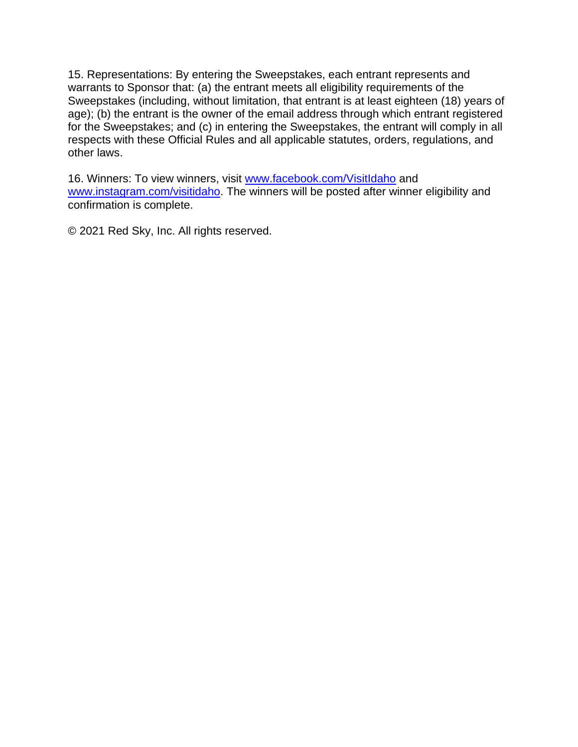15. Representations: By entering the Sweepstakes, each entrant represents and warrants to Sponsor that: (a) the entrant meets all eligibility requirements of the Sweepstakes (including, without limitation, that entrant is at least eighteen (18) years of age); (b) the entrant is the owner of the email address through which entrant registered for the Sweepstakes; and (c) in entering the Sweepstakes, the entrant will comply in all respects with these Official Rules and all applicable statutes, orders, regulations, and other laws.

16. Winners: To view winners, visit [www.facebook.com/VisitIdaho](http://www.facebook.com/VisitIdaho) and [www.instagram.com/visitidaho](http://www.instagram.com/visitidaho). The winners will be posted after winner eligibility and confirmation is complete.

© 2021 Red Sky, Inc. All rights reserved.